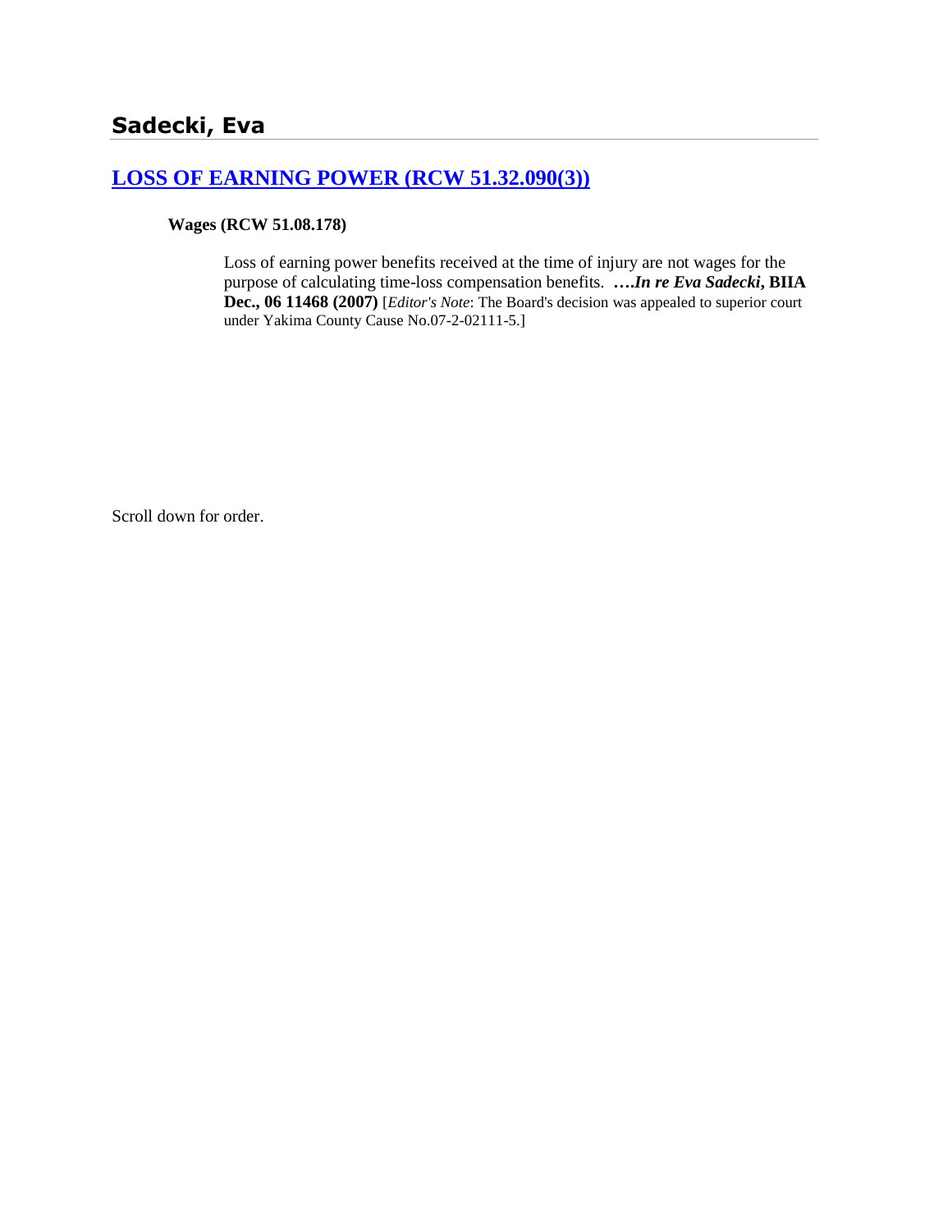## Sadecki, Eva

### [LOSS OF EARNING POWER (RCW 51.32.090(3))]

**Wages (RCW 51.08.178)**

Loss of earning power benefits received at the time of injury are not wages for the purpose of calculating time-loss compensation benefits. ***….In re Eva Sadecki*, BIIA Dec., 06 11468 (2007)** [*Editor's Note*: The Board's decision was appealed to superior court under Yakima County Cause No.07-2-02111-5.]

Scroll down for order.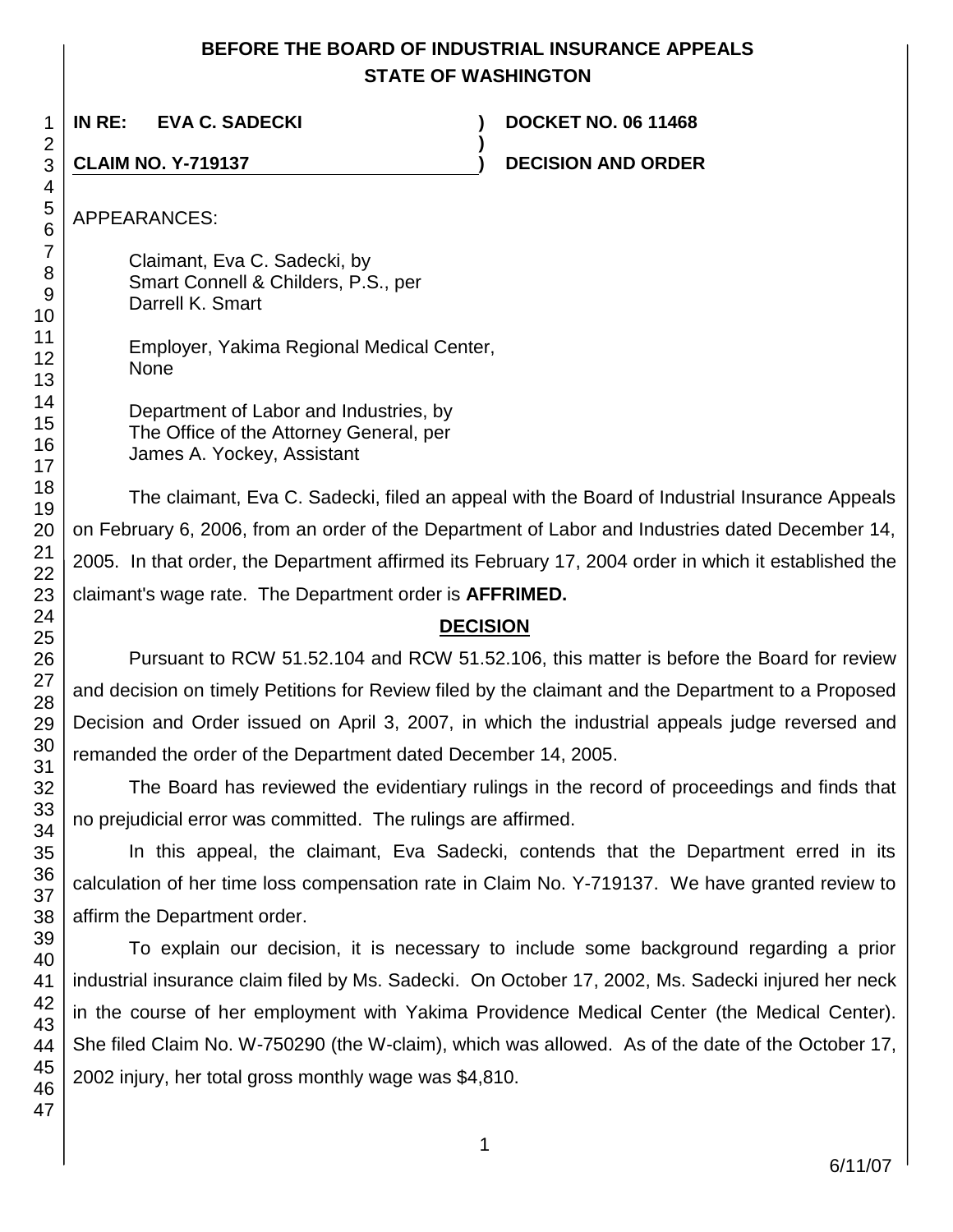**BEFORE THE BOARD OF INDUSTRIAL INSURANCE APPEALS**
**STATE OF WASHINGTON**

| | | |
|---|---|---|
| **IN RE: EVA C. SADECKI** | **)** | **DOCKET NO. 06 11468** |
| | **)** | |
| **CLAIM NO. Y-719137** | **)** | **DECISION AND ORDER** |

APPEARANCES:

Claimant, Eva C. Sadecki, by
Smart Connell & Childers, P.S., per
Darrell K. Smart

Employer, Yakima Regional Medical Center,
None

Department of Labor and Industries, by
The Office of the Attorney General, per
James A. Yockey, Assistant

The claimant, Eva C. Sadecki, filed an appeal with the Board of Industrial Insurance Appeals on February 6, 2006, from an order of the Department of Labor and Industries dated December 14, 2005. In that order, the Department affirmed its February 17, 2004 order in which it established the claimant's wage rate. The Department order is **AFFRIMED.**

## DECISION

Pursuant to RCW 51.52.104 and RCW 51.52.106, this matter is before the Board for review and decision on timely Petitions for Review filed by the claimant and the Department to a Proposed Decision and Order issued on April 3, 2007, in which the industrial appeals judge reversed and remanded the order of the Department dated December 14, 2005.

The Board has reviewed the evidentiary rulings in the record of proceedings and finds that no prejudicial error was committed. The rulings are affirmed.

In this appeal, the claimant, Eva Sadecki, contends that the Department erred in its calculation of her time loss compensation rate in Claim No. Y-719137. We have granted review to affirm the Department order.

To explain our decision, it is necessary to include some background regarding a prior industrial insurance claim filed by Ms. Sadecki. On October 17, 2002, Ms. Sadecki injured her neck in the course of her employment with Yakima Providence Medical Center (the Medical Center). She filed Claim No. W-750290 (the W-claim), which was allowed. As of the date of the October 17, 2002 injury, her total gross monthly wage was $4,810.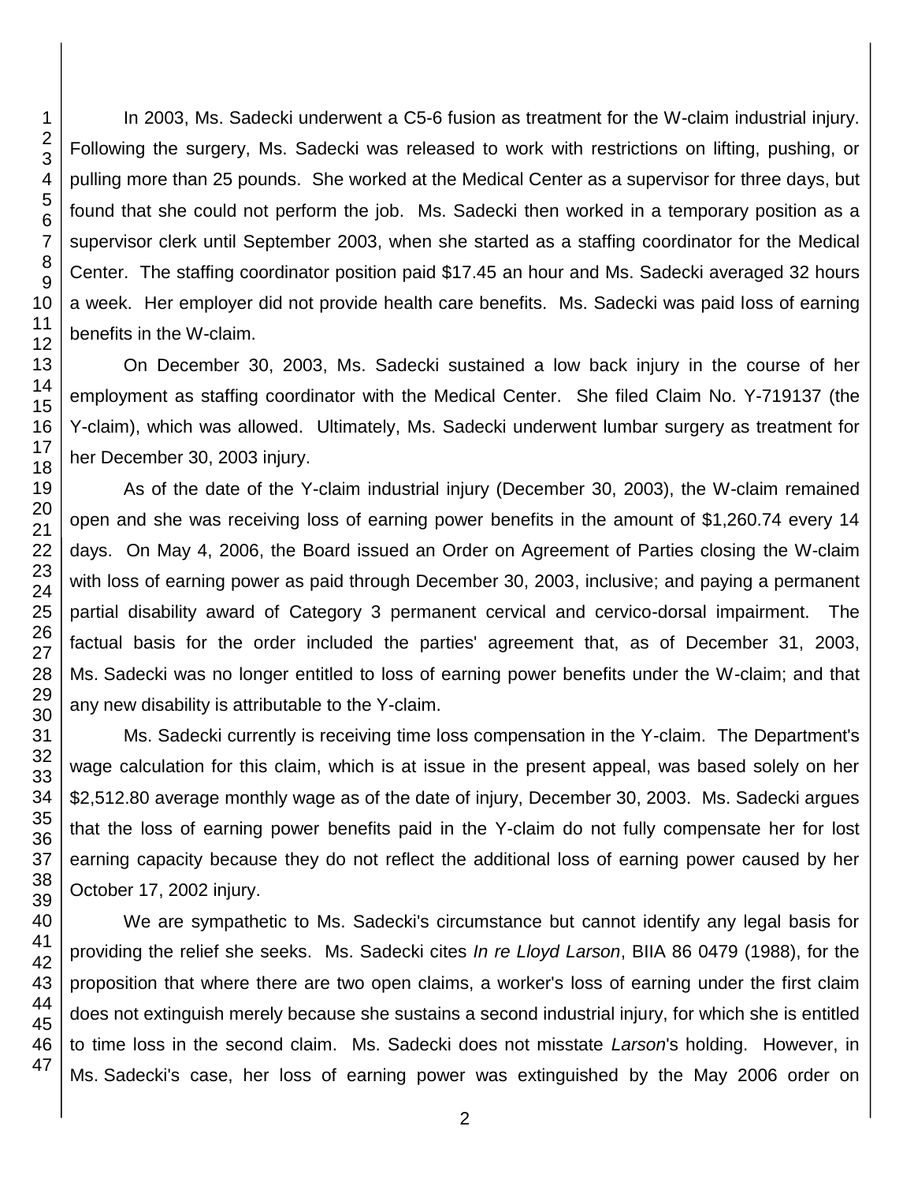In 2003, Ms. Sadecki underwent a C5-6 fusion as treatment for the W-claim industrial injury. Following the surgery, Ms. Sadecki was released to work with restrictions on lifting, pushing, or pulling more than 25 pounds. She worked at the Medical Center as a supervisor for three days, but found that she could not perform the job. Ms. Sadecki then worked in a temporary position as a supervisor clerk until September 2003, when she started as a staffing coordinator for the Medical Center. The staffing coordinator position paid $17.45 an hour and Ms. Sadecki averaged 32 hours a week. Her employer did not provide health care benefits. Ms. Sadecki was paid loss of earning benefits in the W-claim.

On December 30, 2003, Ms. Sadecki sustained a low back injury in the course of her employment as staffing coordinator with the Medical Center. She filed Claim No. Y-719137 (the Y-claim), which was allowed. Ultimately, Ms. Sadecki underwent lumbar surgery as treatment for her December 30, 2003 injury.

As of the date of the Y-claim industrial injury (December 30, 2003), the W-claim remained open and she was receiving loss of earning power benefits in the amount of $1,260.74 every 14 days. On May 4, 2006, the Board issued an Order on Agreement of Parties closing the W-claim with loss of earning power as paid through December 30, 2003, inclusive; and paying a permanent partial disability award of Category 3 permanent cervical and cervico-dorsal impairment. The factual basis for the order included the parties' agreement that, as of December 31, 2003, Ms. Sadecki was no longer entitled to loss of earning power benefits under the W-claim; and that any new disability is attributable to the Y-claim.

Ms. Sadecki currently is receiving time loss compensation in the Y-claim. The Department's wage calculation for this claim, which is at issue in the present appeal, was based solely on her $2,512.80 average monthly wage as of the date of injury, December 30, 2003. Ms. Sadecki argues that the loss of earning power benefits paid in the Y-claim do not fully compensate her for lost earning capacity because they do not reflect the additional loss of earning power caused by her October 17, 2002 injury.

We are sympathetic to Ms. Sadecki's circumstance but cannot identify any legal basis for providing the relief she seeks. Ms. Sadecki cites *In re Lloyd Larson*, BIIA 86 0479 (1988), for the proposition that where there are two open claims, a worker's loss of earning under the first claim does not extinguish merely because she sustains a second industrial injury, for which she is entitled to time loss in the second claim. Ms. Sadecki does not misstate *Larson*'s holding. However, in Ms. Sadecki's case, her loss of earning power was extinguished by the May 2006 order on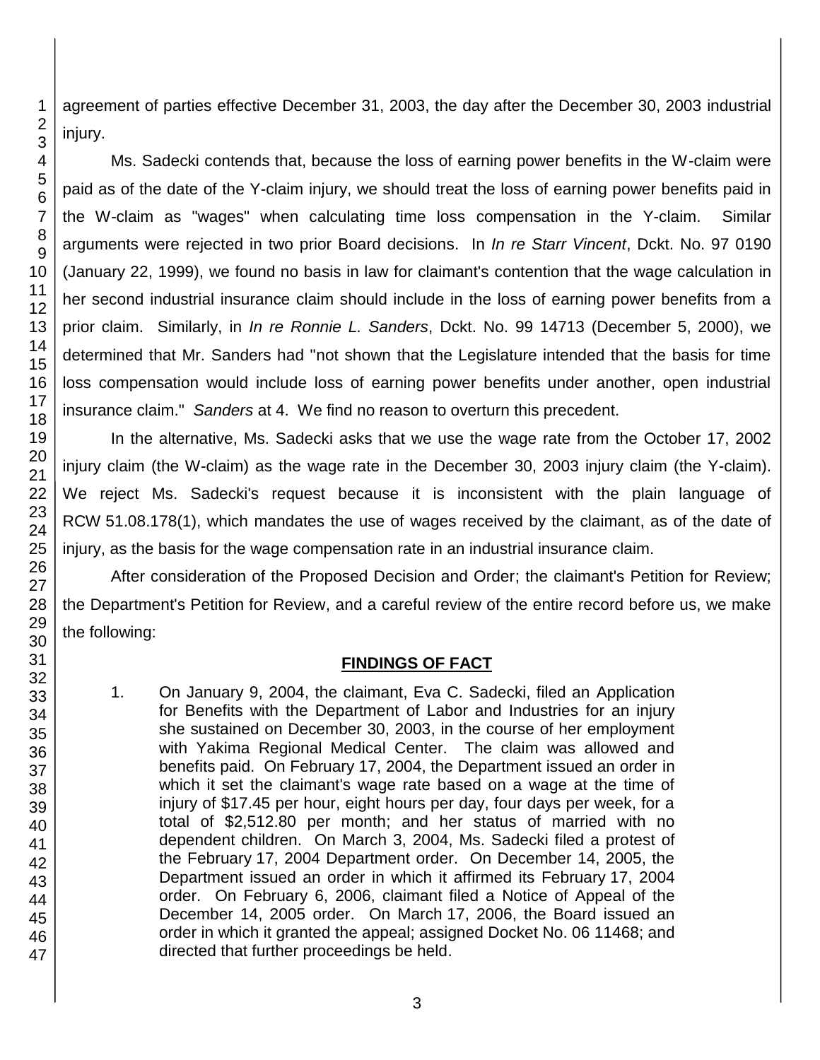agreement of parties effective December 31, 2003, the day after the December 30, 2003 industrial injury.

Ms. Sadecki contends that, because the loss of earning power benefits in the W-claim were paid as of the date of the Y-claim injury, we should treat the loss of earning power benefits paid in the W-claim as "wages" when calculating time loss compensation in the Y-claim. Similar arguments were rejected in two prior Board decisions. In *In re Starr Vincent*, Dckt. No. 97 0190 (January 22, 1999), we found no basis in law for claimant's contention that the wage calculation in her second industrial insurance claim should include in the loss of earning power benefits from a prior claim. Similarly, in *In re Ronnie L. Sanders*, Dckt. No. 99 14713 (December 5, 2000), we determined that Mr. Sanders had "not shown that the Legislature intended that the basis for time loss compensation would include loss of earning power benefits under another, open industrial insurance claim." *Sanders* at 4. We find no reason to overturn this precedent.

In the alternative, Ms. Sadecki asks that we use the wage rate from the October 17, 2002 injury claim (the W-claim) as the wage rate in the December 30, 2003 injury claim (the Y-claim). We reject Ms. Sadecki's request because it is inconsistent with the plain language of RCW 51.08.178(1), which mandates the use of wages received by the claimant, as of the date of injury, as the basis for the wage compensation rate in an industrial insurance claim.

After consideration of the Proposed Decision and Order; the claimant's Petition for Review; the Department's Petition for Review, and a careful review of the entire record before us, we make the following:

## FINDINGS OF FACT

1. On January 9, 2004, the claimant, Eva C. Sadecki, filed an Application for Benefits with the Department of Labor and Industries for an injury she sustained on December 30, 2003, in the course of her employment with Yakima Regional Medical Center. The claim was allowed and benefits paid. On February 17, 2004, the Department issued an order in which it set the claimant's wage rate based on a wage at the time of injury of $17.45 per hour, eight hours per day, four days per week, for a total of $2,512.80 per month; and her status of married with no dependent children. On March 3, 2004, Ms. Sadecki filed a protest of the February 17, 2004 Department order. On December 14, 2005, the Department issued an order in which it affirmed its February 17, 2004 order. On February 6, 2006, claimant filed a Notice of Appeal of the December 14, 2005 order. On March 17, 2006, the Board issued an order in which it granted the appeal; assigned Docket No. 06 11468; and directed that further proceedings be held.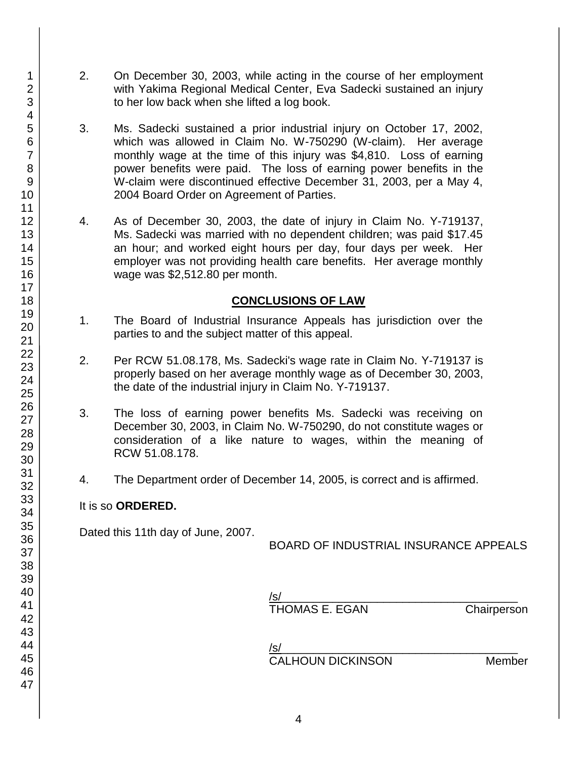2. On December 30, 2003, while acting in the course of her employment with Yakima Regional Medical Center, Eva Sadecki sustained an injury to her low back when she lifted a log book.

3. Ms. Sadecki sustained a prior industrial injury on October 17, 2002, which was allowed in Claim No. W-750290 (W-claim). Her average monthly wage at the time of this injury was $4,810. Loss of earning power benefits were paid. The loss of earning power benefits in the W-claim were discontinued effective December 31, 2003, per a May 4, 2004 Board Order on Agreement of Parties.

4. As of December 30, 2003, the date of injury in Claim No. Y-719137, Ms. Sadecki was married with no dependent children; was paid $17.45 an hour; and worked eight hours per day, four days per week. Her employer was not providing health care benefits. Her average monthly wage was $2,512.80 per month.

## CONCLUSIONS OF LAW

1. The Board of Industrial Insurance Appeals has jurisdiction over the parties to and the subject matter of this appeal.

2. Per RCW 51.08.178, Ms. Sadecki's wage rate in Claim No. Y-719137 is properly based on her average monthly wage as of December 30, 2003, the date of the industrial injury in Claim No. Y-719137.

3. The loss of earning power benefits Ms. Sadecki was receiving on December 30, 2003, in Claim No. W-750290, do not constitute wages or consideration of a like nature to wages, within the meaning of RCW 51.08.178.

4. The Department order of December 14, 2005, is correct and is affirmed.

It is so **ORDERED.**

Dated this 11th day of June, 2007.

BOARD OF INDUSTRIAL INSURANCE APPEALS

/s/
THOMAS E. EGAN Chairperson

/s/
CALHOUN DICKINSON Member